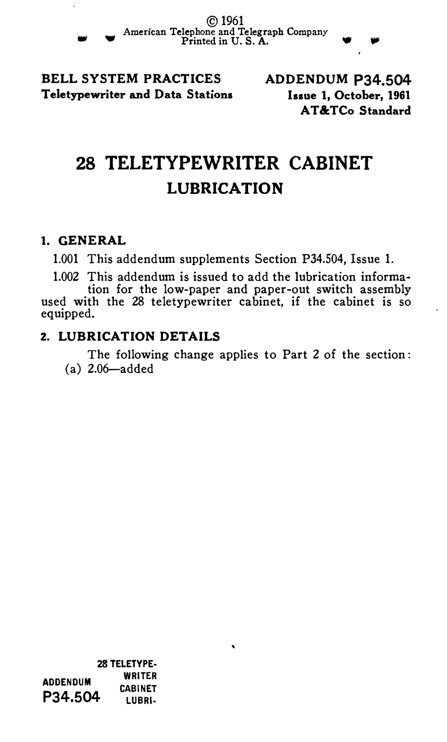© 1961
American Telephone and Telegraph Company
Printed in U. S. A.

**BELL SYSTEM PRACTICES**
**Teletypewriter and Data Stations**

**ADDENDUM P34.504**
**Issue 1, October, 1961**
**AT&TCo Standard**

# 28 TELETYPEWRITER CABINET
## LUBRICATION

### 1. GENERAL

1.001 This addendum supplements Section P34.504, Issue 1.

1.002 This addendum is issued to add the lubrication information for the low-paper and paper-out switch assembly used with the 28 teletypewriter cabinet, if the cabinet is so equipped.

### 2. LUBRICATION DETAILS

The following change applies to Part 2 of the section:

(a) 2.06—added

**ADDENDUM P34.504** — **28 TELETYPEWRITER CABINET LUBRI-**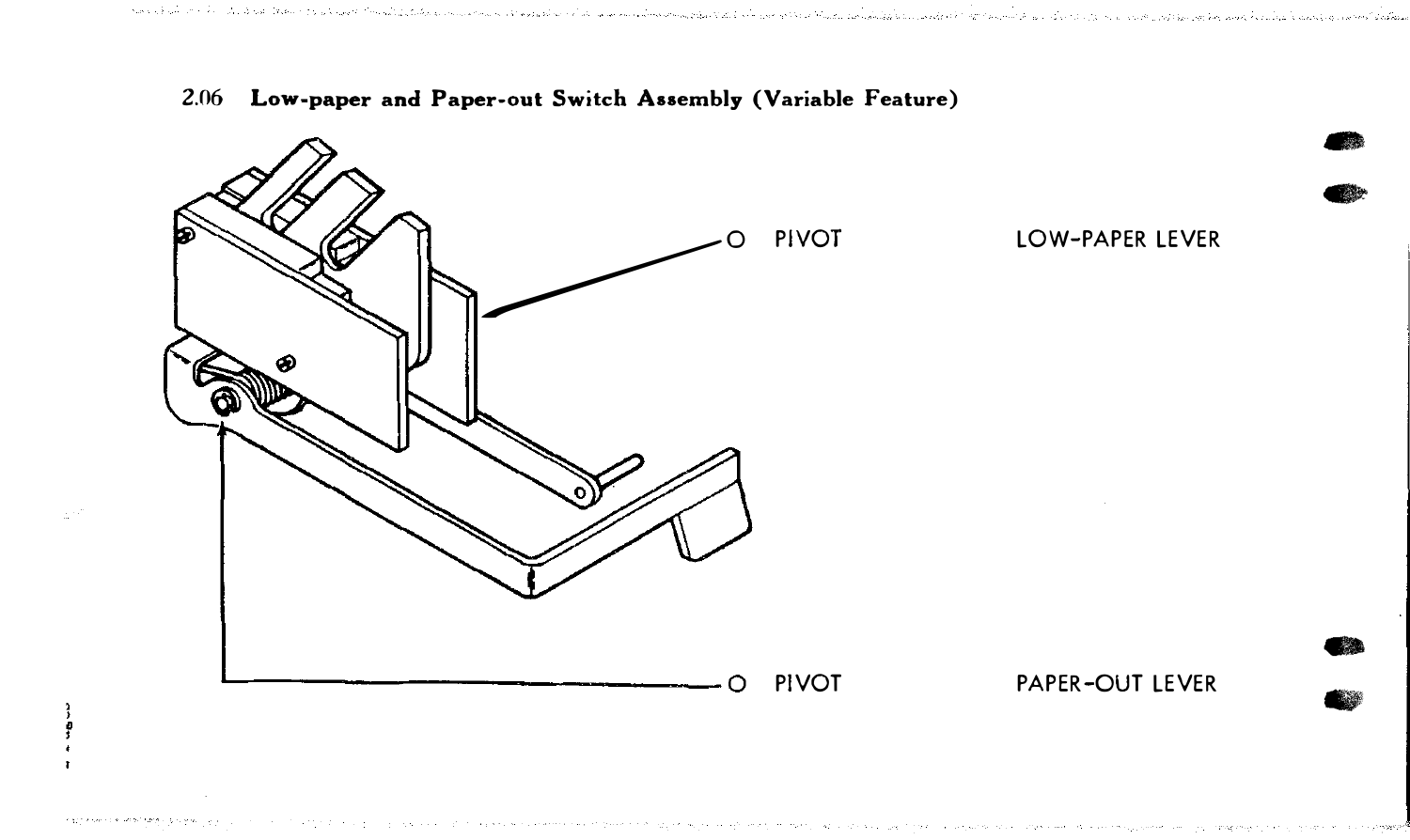## 2.06 Low-paper and Paper-out Switch Assembly (Variable Feature)

O PIVOT

LOW-PAPER LEVER

O PIVOT

PAPER-OUT LEVER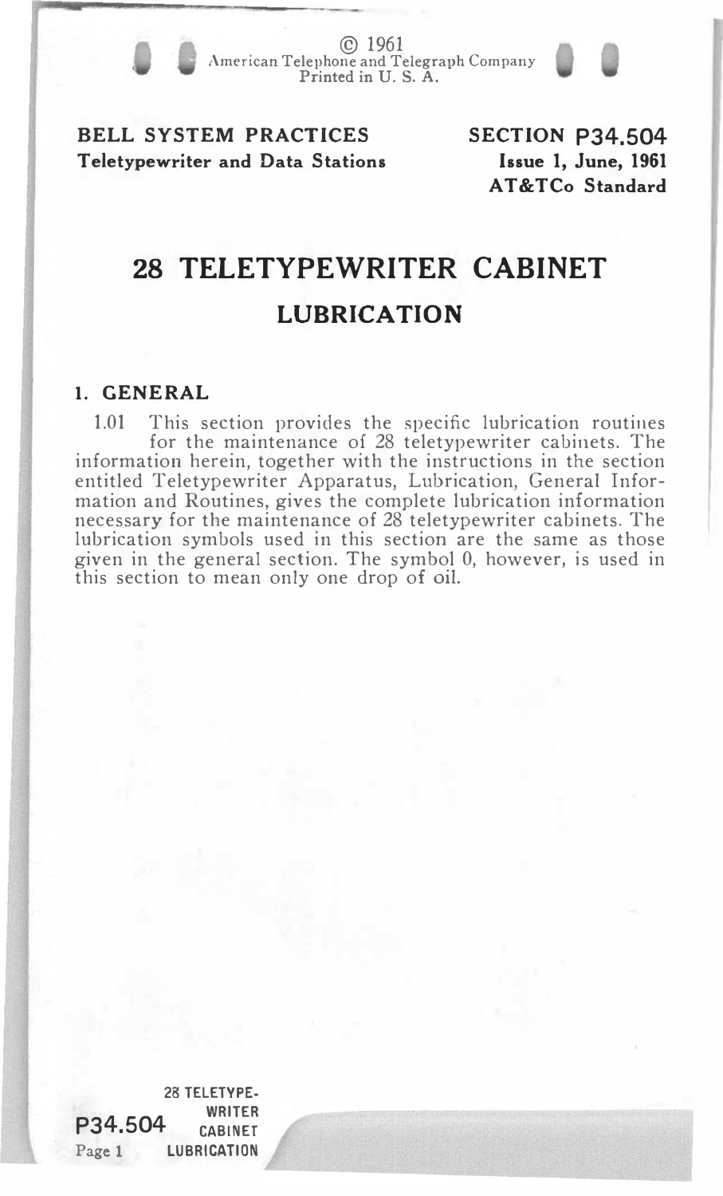© 1961
American Telephone and Telegraph Company
Printed in U. S. A.

**BELL SYSTEM PRACTICES**
**Teletypewriter and Data Stations**

**SECTION P34.504**
**Issue 1, June, 1961**
**AT&TCo Standard**

# 28 TELETYPEWRITER CABINET

## LUBRICATION

### 1. GENERAL

1.01 This section provides the specific lubrication routines for the maintenance of 28 teletypewriter cabinets. The information herein, together with the instructions in the section entitled Teletypewriter Apparatus, Lubrication, General Information and Routines, gives the complete lubrication information necessary for the maintenance of 28 teletypewriter cabinets. The lubrication symbols used in this section are the same as those given in the general section. The symbol 0, however, is used in this section to mean only one drop of oil.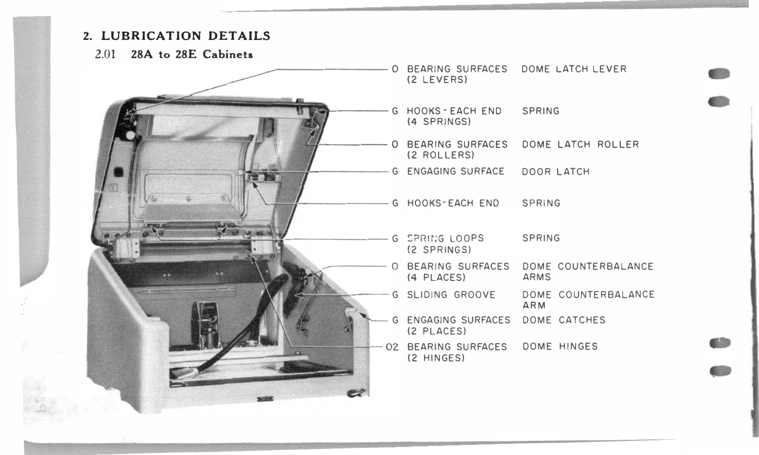## 2. LUBRICATION DETAILS

### 2.01 28A to 28E Cabinets

| | | |
|---|---|---|
| O | BEARING SURFACES (2 LEVERS) | DOME LATCH LEVER |
| G | HOOKS - EACH END (4 SPRINGS) | SPRING |
| O | BEARING SURFACES (2 ROLLERS) | DOME LATCH ROLLER |
| G | ENGAGING SURFACE | DOOR LATCH |
| G | HOOKS-EACH END | SPRING |
| G | SPRING LOOPS (2 SPRINGS) | SPRING |
| O | BEARING SURFACES (4 PLACES) | DOME COUNTERBALANCE ARMS |
| G | SLIDING GROOVE | DOME COUNTERBALANCE ARM |
| G | ENGAGING SURFACES (2 PLACES) | DOME CATCHES |
| O2 | BEARING SURFACES (2 HINGES) | DOME HINGES |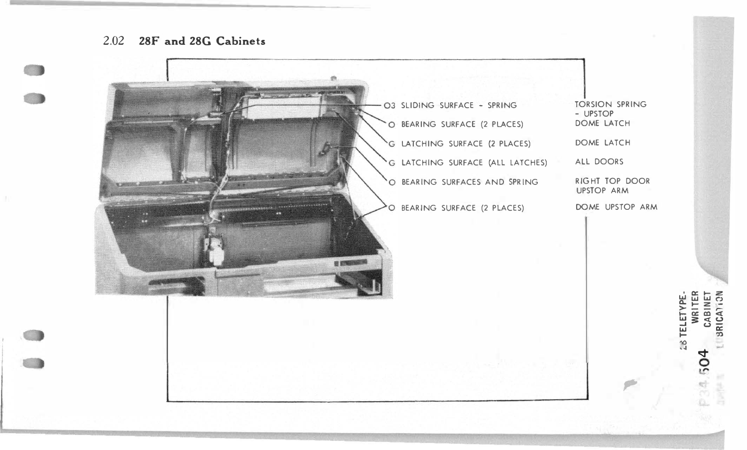## 2.02 28F and 28G Cabinets

| Lubrication | Part |
|---|---|
| O3 SLIDING SURFACE - SPRING | TORSION SPRING - UPSTOP |
| O BEARING SURFACE (2 PLACES) | DOME LATCH |
| G LATCHING SURFACE (2 PLACES) | DOME LATCH |
| G LATCHING SURFACE (ALL LATCHES) | ALL DOORS |
| O BEARING SURFACES AND SPRING | RIGHT TOP DOOR UPSTOP ARM |
| O BEARING SURFACE (2 PLACES) | DOME UPSTOP ARM |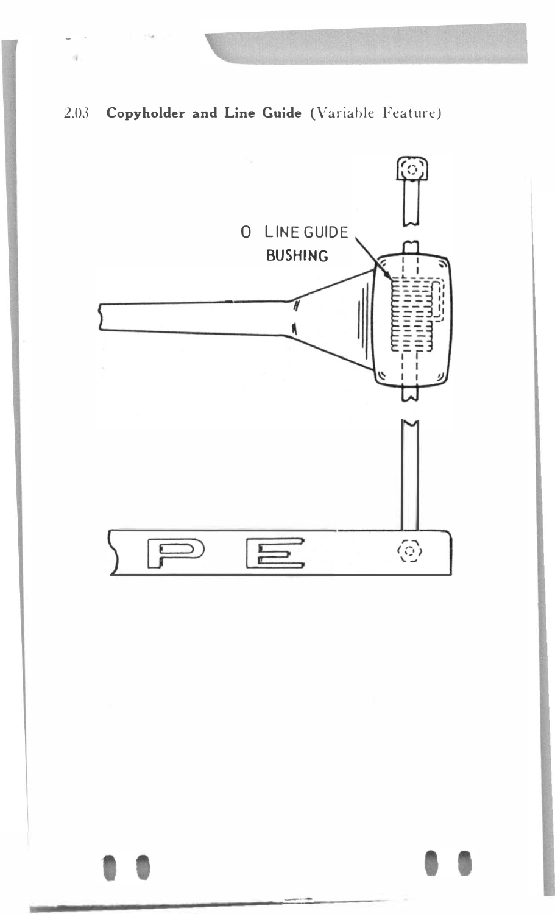## 2.03 **Copyholder and Line Guide** (Variable Feature)

O LINE GUIDE BUSHING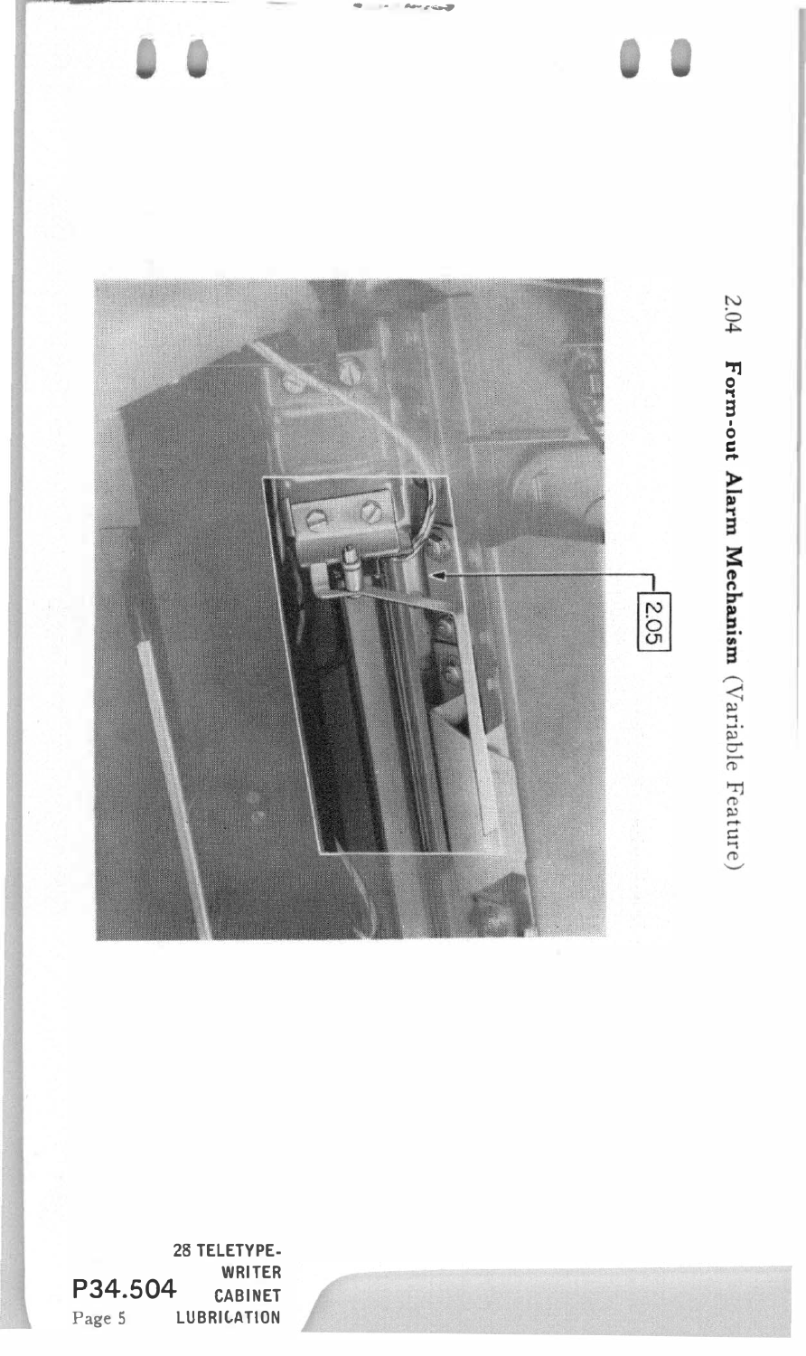2.04 **Form-out Alarm Mechanism** (Variable Feature)

2.05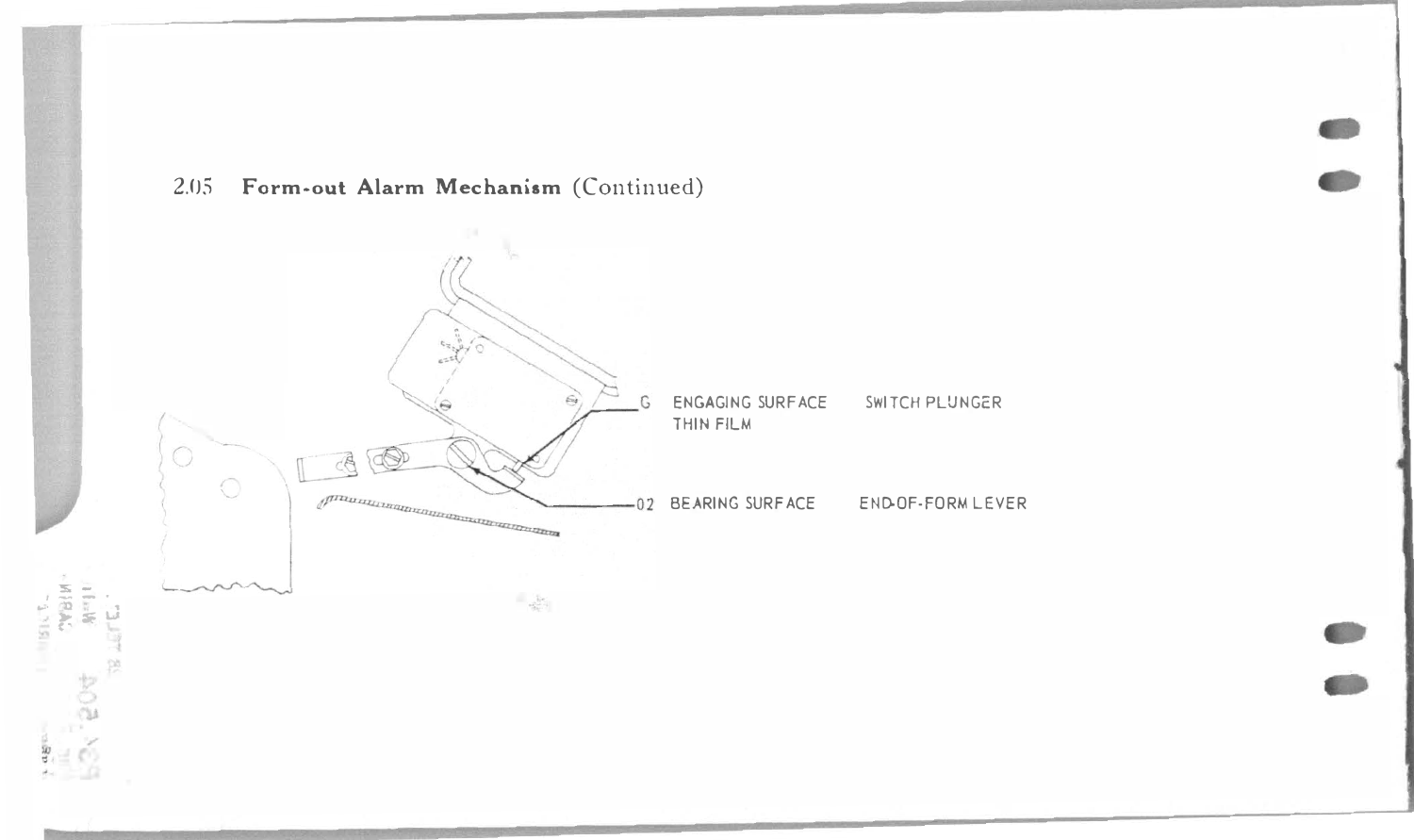2.05 **Form-out Alarm Mechanism** (Continued)

G ENGAGING SURFACE SWITCH PLUNGER
THIN FILM

02 BEARING SURFACE END-OF-FORM LEVER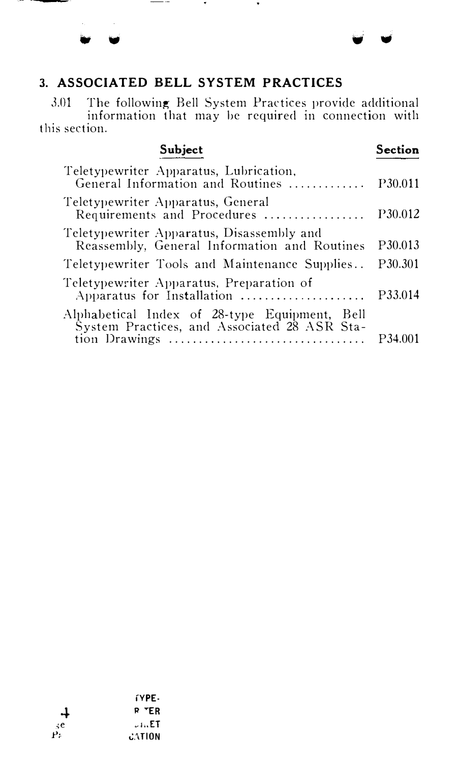## 3. ASSOCIATED BELL SYSTEM PRACTICES

3.01 The following Bell System Practices provide additional information that may be required in connection with this section.

| Subject | Section |
|---|---|
| Teletypewriter Apparatus, Lubrication, General Information and Routines | P30.011 |
| Teletypewriter Apparatus, General Requirements and Procedures | P30.012 |
| Teletypewriter Apparatus, Disassembly and Reassembly, General Information and Routines | P30.013 |
| Teletypewriter Tools and Maintenance Supplies | P30.301 |
| Teletypewriter Apparatus, Preparation of Apparatus for Installation | P33.014 |
| Alphabetical Index of 28-type Equipment, Bell System Practices, and Associated 28 ASR Station Drawings | P34.001 |